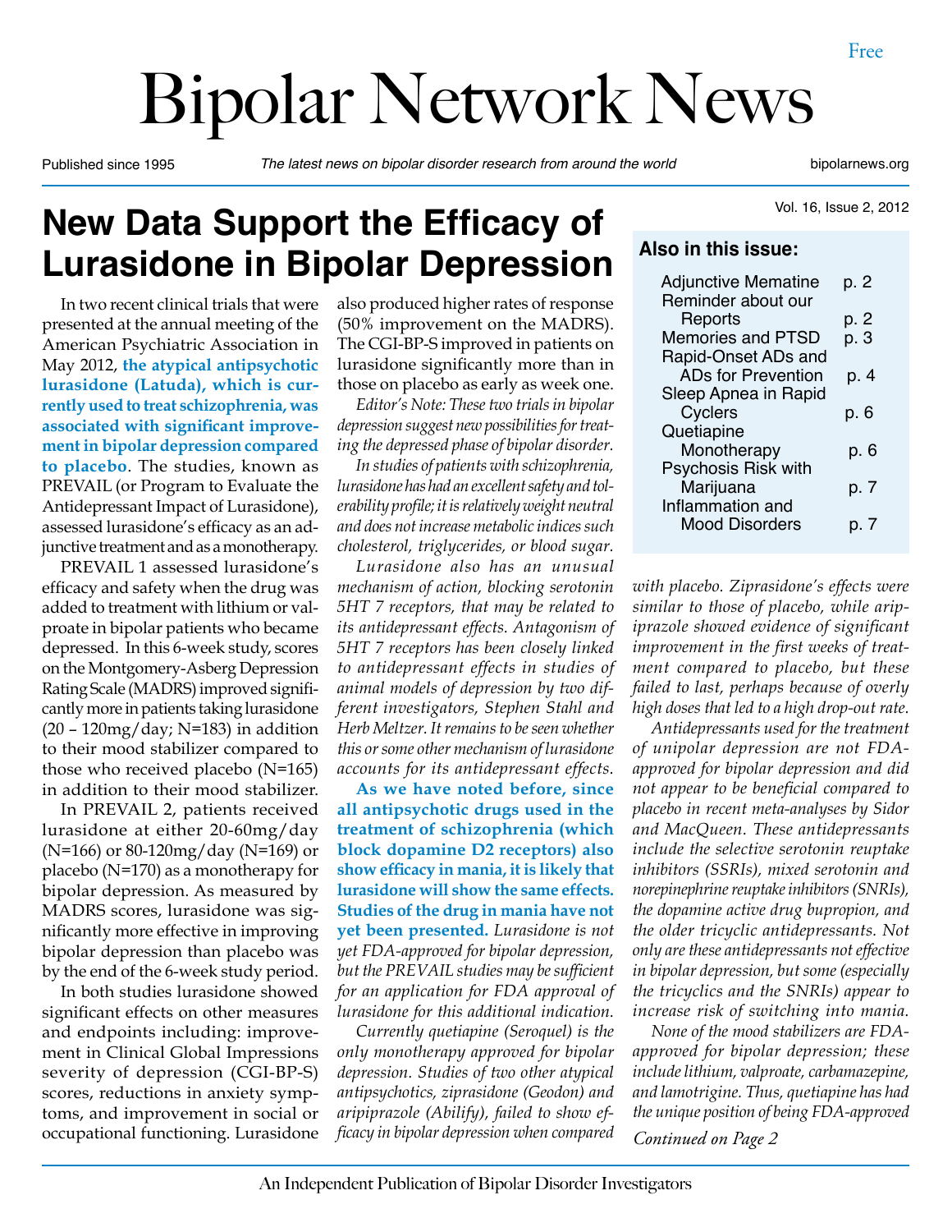Free

# Bipolar Network News

Published since 1995 | *The latest news on bipolar disorder research from around the world* | bipolarnews.org

Vol. 16, Issue 2, 2012

## New Data Support the Efficacy of Lurasidone in Bipolar Depression

In two recent clinical trials that were presented at the annual meeting of the American Psychiatric Association in May 2012, **the atypical antipsychotic lurasidone (Latuda), which is currently used to treat schizophrenia, was associated with significant improvement in bipolar depression compared to placebo**. The studies, known as PREVAIL (or Program to Evaluate the Antidepressant Impact of Lurasidone), assessed lurasidone's efficacy as an adjunctive treatment and as a monotherapy.

PREVAIL 1 assessed lurasidone's efficacy and safety when the drug was added to treatment with lithium or valproate in bipolar patients who became depressed. In this 6-week study, scores on the Montgomery-Asberg Depression Rating Scale (MADRS) improved significantly more in patients taking lurasidone (20 – 120mg/day; N=183) in addition to their mood stabilizer compared to those who received placebo (N=165) in addition to their mood stabilizer.

In PREVAIL 2, patients received lurasidone at either 20-60mg/day (N=166) or 80-120mg/day (N=169) or placebo (N=170) as a monotherapy for bipolar depression. As measured by MADRS scores, lurasidone was significantly more effective in improving bipolar depression than placebo was by the end of the 6-week study period.

In both studies lurasidone showed significant effects on other measures and endpoints including: improvement in Clinical Global Impressions severity of depression (CGI-BP-S) scores, reductions in anxiety symptoms, and improvement in social or occupational functioning. Lurasidone also produced higher rates of response (50% improvement on the MADRS). The CGI-BP-S improved in patients on lurasidone significantly more than in those on placebo as early as week one.

*Editor's Note: These two trials in bipolar depression suggest new possibilities for treating the depressed phase of bipolar disorder.*

*In studies of patients with schizophrenia, lurasidone has had an excellent safety and tolerability profile; it is relatively weight neutral and does not increase metabolic indices such cholesterol, triglycerides, or blood sugar.*

*Lurasidone also has an unusual mechanism of action, blocking serotonin 5HT 7 receptors, that may be related to its antidepressant effects. Antagonism of 5HT 7 receptors has been closely linked to antidepressant effects in studies of animal models of depression by two different investigators, Stephen Stahl and Herb Meltzer. It remains to be seen whether this or some other mechanism of lurasidone accounts for its antidepressant effects.*

**As we have noted before, since all antipsychotic drugs used in the treatment of schizophrenia (which block dopamine D2 receptors) also show efficacy in mania, it is likely that lurasidone will show the same effects. Studies of the drug in mania have not yet been presented.** *Lurasidone is not yet FDA-approved for bipolar depression, but the PREVAIL studies may be sufficient for an application for FDA approval of lurasidone for this additional indication.*

*Currently quetiapine (Seroquel) is the only monotherapy approved for bipolar depression. Studies of two other atypical antipsychotics, ziprasidone (Geodon) and aripiprazole (Abilify), failed to show efficacy in bipolar depression when compared with placebo. Ziprasidone's effects were similar to those of placebo, while aripiprazole showed evidence of significant improvement in the first weeks of treatment compared to placebo, but these failed to last, perhaps because of overly high doses that led to a high drop-out rate.*

*Antidepressants used for the treatment of unipolar depression are not FDA-approved for bipolar depression and did not appear to be beneficial compared to placebo in recent meta-analyses by Sidor and MacQueen. These antidepressants include the selective serotonin reuptake inhibitors (SSRIs), mixed serotonin and norepinephrine reuptake inhibitors (SNRIs), the dopamine active drug bupropion, and the older tricyclic antidepressants. Not only are these antidepressants not effective in bipolar depression, but some (especially the tricyclics and the SNRIs) appear to increase risk of switching into mania.*

*None of the mood stabilizers are FDA-approved for bipolar depression; these include lithium, valproate, carbamazepine, and lamotrigine. Thus, quetiapine has had the unique position of being FDA-approved*

*Continued on Page 2*

### Also in this issue:

| | |
|---|---|
| Adjunctive Mematine | p. 2 |
| Reminder about our Reports | p. 2 |
| Memories and PTSD | p. 3 |
| Rapid-Onset ADs and ADs for Prevention | p. 4 |
| Sleep Apnea in Rapid Cyclers | p. 6 |
| Quetiapine Monotherapy | p. 6 |
| Psychosis Risk with Marijuana | p. 7 |
| Inflammation and Mood Disorders | p. 7 |

An Independent Publication of Bipolar Disorder Investigators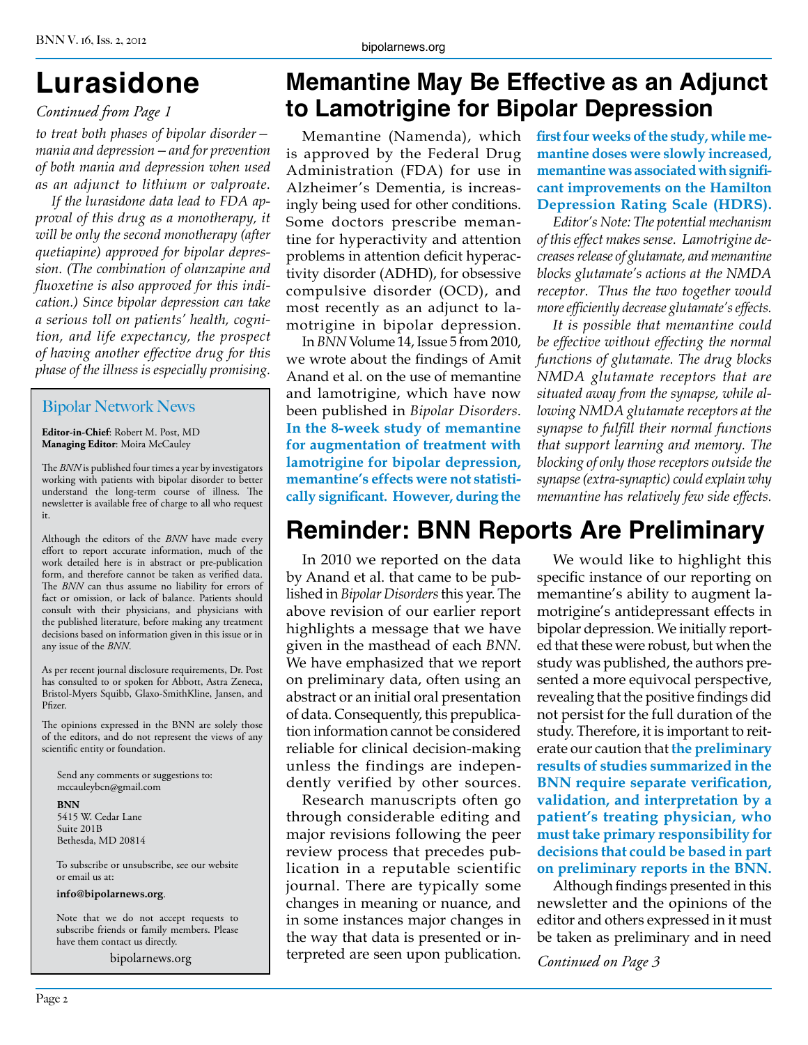# Lurasidone

*Continued from Page 1*

*to treat both phases of bipolar disorder—mania and depression—and for prevention of both mania and depression when used as an adjunct to lithium or valproate.*

*If the lurasidone data lead to FDA approval of this drug as a monotherapy, it will be only the second monotherapy (after quetiapine) approved for bipolar depression. (The combination of olanzapine and fluoxetine is also approved for this indication.) Since bipolar depression can take a serious toll on patients' health, cognition, and life expectancy, the prospect of having another effective drug for this phase of the illness is especially promising.*

## Bipolar Network News

**Editor-in-Chief**: Robert M. Post, MD
**Managing Editor**: Moira McCauley

The *BNN* is published four times a year by investigators working with patients with bipolar disorder to better understand the long-term course of illness. The newsletter is available free of charge to all who request it.

Although the editors of the *BNN* have made every effort to report accurate information, much of the work detailed here is in abstract or pre-publication form, and therefore cannot be taken as verified data. The *BNN* can thus assume no liability for errors of fact or omission, or lack of balance. Patients should consult with their physicians, and physicians with the published literature, before making any treatment decisions based on information given in this issue or in any issue of the *BNN*.

As per recent journal disclosure requirements, Dr. Post has consulted to or spoken for Abbott, Astra Zeneca, Bristol-Myers Squibb, Glaxo-SmithKline, Jansen, and Pfizer.

The opinions expressed in the BNN are solely those of the editors, and do not represent the views of any scientific entity or foundation.

Send any comments or suggestions to:
mccauleybcn@gmail.com

**BNN**
5415 W. Cedar Lane
Suite 201B
Bethesda, MD 20814

To subscribe or unsubscribe, see our website or email us at:

**info@bipolarnews.org**.

Note that we do not accept requests to subscribe friends or family members. Please have them contact us directly.

bipolarnews.org

# Memantine May Be Effective as an Adjunct to Lamotrigine for Bipolar Depression

Memantine (Namenda), which is approved by the Federal Drug Administration (FDA) for use in Alzheimer's Dementia, is increasingly being used for other conditions. Some doctors prescribe memantine for hyperactivity and attention problems in attention deficit hyperactivity disorder (ADHD), for obsessive compulsive disorder (OCD), and most recently as an adjunct to lamotrigine in bipolar depression.

In *BNN* Volume 14, Issue 5 from 2010, we wrote about the findings of Amit Anand et al. on the use of memantine and lamotrigine, which have now been published in *Bipolar Disorders*. **In the 8-week study of memantine for augmentation of treatment with lamotrigine for bipolar depression, memantine's effects were not statistically significant. However, during the first four weeks of the study, while memantine doses were slowly increased, memantine was associated with significant improvements on the Hamilton Depression Rating Scale (HDRS).**

*Editor's Note: The potential mechanism of this effect makes sense. Lamotrigine decreases release of glutamate, and memantine blocks glutamate's actions at the NMDA receptor. Thus the two together would more efficiently decrease glutamate's effects.*

*It is possible that memantine could be effective without effecting the normal functions of glutamate. The drug blocks NMDA glutamate receptors that are situated away from the synapse, while allowing NMDA glutamate receptors at the synapse to fulfill their normal functions that support learning and memory. The blocking of only those receptors outside the synapse (extra-synaptic) could explain why memantine has relatively few side effects.*

# Reminder: BNN Reports Are Preliminary

In 2010 we reported on the data by Anand et al. that came to be published in *Bipolar Disorders* this year. The above revision of our earlier report highlights a message that we have given in the masthead of each *BNN*. We have emphasized that we report on preliminary data, often using an abstract or an initial oral presentation of data. Consequently, this prepublication information cannot be considered reliable for clinical decision-making unless the findings are independently verified by other sources.

Research manuscripts often go through considerable editing and major revisions following the peer review process that precedes publication in a reputable scientific journal. There are typically some changes in meaning or nuance, and in some instances major changes in the way that data is presented or interpreted are seen upon publication.

We would like to highlight this specific instance of our reporting on memantine's ability to augment lamotrigine's antidepressant effects in bipolar depression. We initially reported that these were robust, but when the study was published, the authors presented a more equivocal perspective, revealing that the positive findings did not persist for the full duration of the study. Therefore, it is important to reiterate our caution that **the preliminary results of studies summarized in the BNN require separate verification, validation, and interpretation by a patient's treating physician, who must take primary responsibility for decisions that could be based in part on preliminary reports in the BNN.**

Although findings presented in this newsletter and the opinions of the editor and others expressed in it must be taken as preliminary and in need

*Continued on Page 3*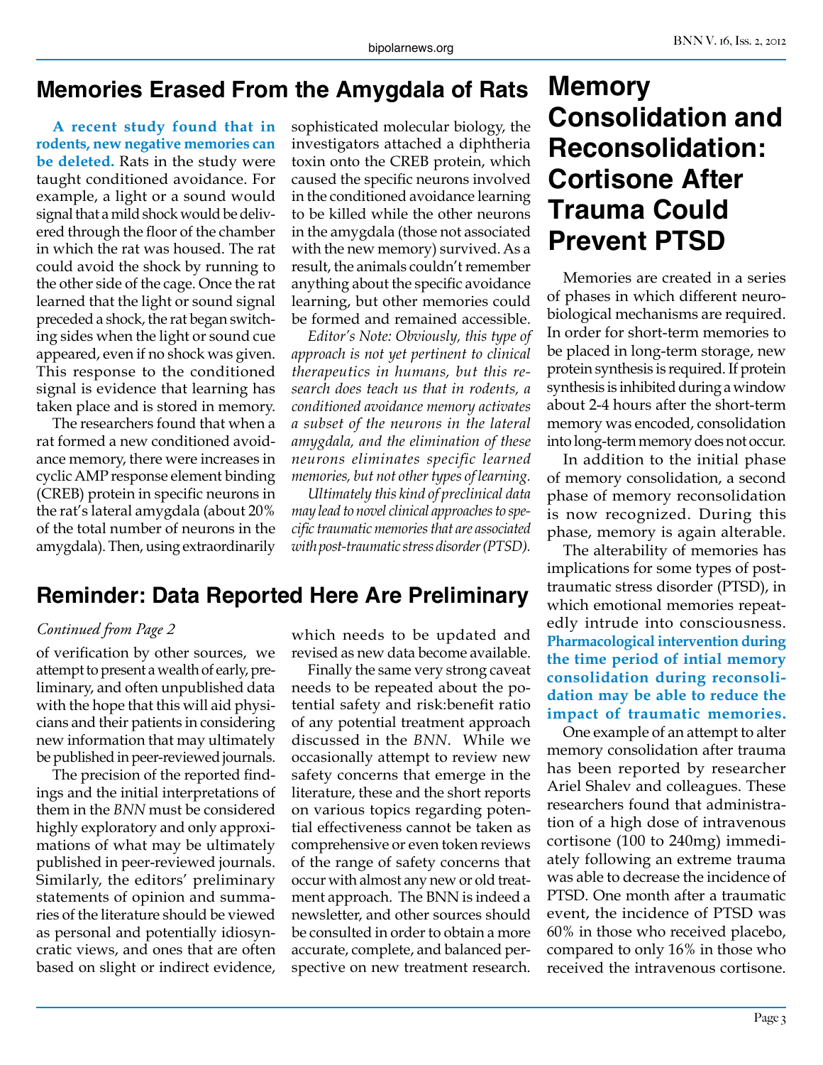## Memories Erased From the Amygdala of Rats

**A recent study found that in rodents, new negative memories can be deleted.** Rats in the study were taught conditioned avoidance. For example, a light or a sound would signal that a mild shock would be delivered through the floor of the chamber in which the rat was housed. The rat could avoid the shock by running to the other side of the cage. Once the rat learned that the light or sound signal preceded a shock, the rat began switching sides when the light or sound cue appeared, even if no shock was given. This response to the conditioned signal is evidence that learning has taken place and is stored in memory.

The researchers found that when a rat formed a new conditioned avoidance memory, there were increases in cyclic AMP response element binding (CREB) protein in specific neurons in the rat's lateral amygdala (about 20% of the total number of neurons in the amygdala). Then, using extraordinarily sophisticated molecular biology, the investigators attached a diphtheria toxin onto the CREB protein, which caused the specific neurons involved in the conditioned avoidance learning to be killed while the other neurons in the amygdala (those not associated with the new memory) survived. As a result, the animals couldn't remember anything about the specific avoidance learning, but other memories could be formed and remained accessible.

*Editor's Note: Obviously, this type of approach is not yet pertinent to clinical therapeutics in humans, but this research does teach us that in rodents, a conditioned avoidance memory activates a subset of the neurons in the lateral amygdala, and the elimination of these neurons eliminates specific learned memories, but not other types of learning.*

*Ultimately this kind of preclinical data may lead to novel clinical approaches to specific traumatic memories that are associated with post-traumatic stress disorder (PTSD).*

## Reminder: Data Reported Here Are Preliminary

*Continued from Page 2*

of verification by other sources, we attempt to present a wealth of early, preliminary, and often unpublished data with the hope that this will aid physicians and their patients in considering new information that may ultimately be published in peer-reviewed journals.

The precision of the reported findings and the initial interpretations of them in the *BNN* must be considered highly exploratory and only approximations of what may be ultimately published in peer-reviewed journals. Similarly, the editors' preliminary statements of opinion and summaries of the literature should be viewed as personal and potentially idiosyncratic views, and ones that are often based on slight or indirect evidence, which needs to be updated and revised as new data become available.

Finally the same very strong caveat needs to be repeated about the potential safety and risk:benefit ratio of any potential treatment approach discussed in the *BNN*. While we occasionally attempt to review new safety concerns that emerge in the literature, these and the short reports on various topics regarding potential effectiveness cannot be taken as comprehensive or even token reviews of the range of safety concerns that occur with almost any new or old treatment approach. The BNN is indeed a newsletter, and other sources should be consulted in order to obtain a more accurate, complete, and balanced perspective on new treatment research.

# Memory Consolidation and Reconsolidation: Cortisone After Trauma Could Prevent PTSD

Memories are created in a series of phases in which different neurobiological mechanisms are required. In order for short-term memories to be placed in long-term storage, new protein synthesis is required. If protein synthesis is inhibited during a window about 2-4 hours after the short-term memory was encoded, consolidation into long-term memory does not occur.

In addition to the initial phase of memory consolidation, a second phase of memory reconsolidation is now recognized. During this phase, memory is again alterable.

The alterability of memories has implications for some types of post-traumatic stress disorder (PTSD), in which emotional memories repeatedly intrude into consciousness. **Pharmacological intervention during the time period of intial memory consolidation during reconsolidation may be able to reduce the impact of traumatic memories.**

One example of an attempt to alter memory consolidation after trauma has been reported by researcher Ariel Shalev and colleagues. These researchers found that administration of a high dose of intravenous cortisone (100 to 240mg) immediately following an extreme trauma was able to decrease the incidence of PTSD. One month after a traumatic event, the incidence of PTSD was 60% in those who received placebo, compared to only 16% in those who received the intravenous cortisone.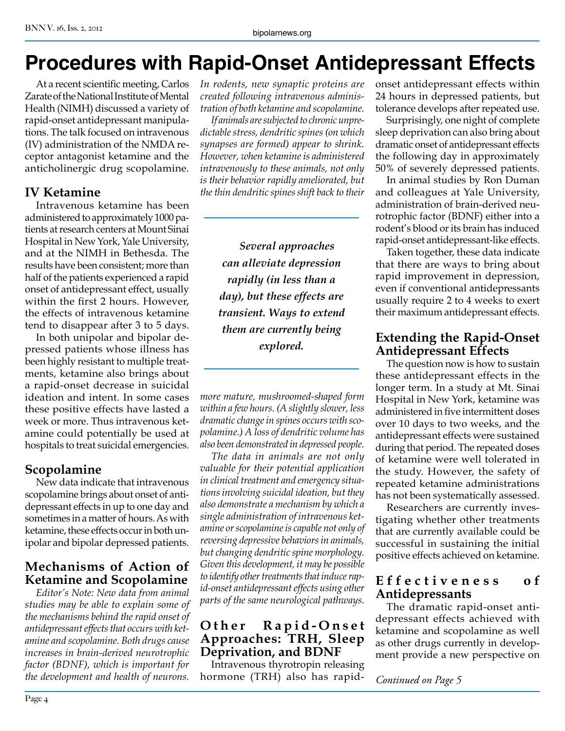// Procedures with Rapid-Onset Antidepressant Effects

At a recent scientific meeting, Carlos Zarate of the National Institute of Mental Health (NIMH) discussed a variety of rapid-onset antidepressant manipulations. The talk focused on intravenous (IV) administration of the NMDA receptor antagonist ketamine and the anticholinergic drug scopolamine.

## IV Ketamine

Intravenous ketamine has been administered to approximately 1000 patients at research centers at Mount Sinai Hospital in New York, Yale University, and at the NIMH in Bethesda. The results have been consistent; more than half of the patients experienced a rapid onset of antidepressant effect, usually within the first 2 hours. However, the effects of intravenous ketamine tend to disappear after 3 to 5 days.

In both unipolar and bipolar depressed patients whose illness has been highly resistant to multiple treatments, ketamine also brings about a rapid-onset decrease in suicidal ideation and intent. In some cases these positive effects have lasted a week or more. Thus intravenous ketamine could potentially be used at hospitals to treat suicidal emergencies.

## Scopolamine

New data indicate that intravenous scopolamine brings about onset of antidepressant effects in up to one day and sometimes in a matter of hours. As with ketamine, these effects occur in both unipolar and bipolar depressed patients.

## Mechanisms of Action of Ketamine and Scopolamine

*Editor's Note: New data from animal studies may be able to explain some of the mechanisms behind the rapid onset of antidepressant effects that occurs with ketamine and scopolamine. Both drugs cause increases in brain-derived neurotrophic factor (BDNF), which is important for the development and health of neurons. In rodents, new synaptic proteins are created following intravenous administration of both ketamine and scopolamine.*

*If animals are subjected to chronic unpredictable stress, dendritic spines (on which synapses are formed) appear to shrink. However, when ketamine is administered intravenously to these animals, not only is their behavior rapidly ameliorated, but the thin dendritic spines shift back to their more mature, mushroomed-shaped form within a few hours. (A slightly slower, less dramatic change in spines occurs with scopolamine.) A loss of dendritic volume has also been demonstrated in depressed people.*

*The data in animals are not only valuable for their potential application in clinical treatment and emergency situations involving suicidal ideation, but they also demonstrate a mechanism by which a single administration of intravenous ketamine or scopolamine is capable not only of reversing depressive behaviors in animals, but changing dendritic spine morphology. Given this development, it may be possible to identify other treatments that induce rapid-onset antidepressant effects using other parts of the same neurological pathways.*

> ***Several approaches can alleviate depression rapidly (in less than a day), but these effects are transient. Ways to extend them are currently being explored.***

## Other Rapid-Onset Approaches: TRH, Sleep Deprivation, and BDNF

Intravenous thyrotropin releasing hormone (TRH) also has rapid-onset antidepressant effects within 24 hours in depressed patients, but tolerance develops after repeated use.

Surprisingly, one night of complete sleep deprivation can also bring about dramatic onset of antidepressant effects the following day in approximately 50% of severely depressed patients.

In animal studies by Ron Duman and colleagues at Yale University, administration of brain-derived neurotrophic factor (BDNF) either into a rodent's blood or its brain has induced rapid-onset antidepressant-like effects.

Taken together, these data indicate that there are ways to bring about rapid improvement in depression, even if conventional antidepressants usually require 2 to 4 weeks to exert their maximum antidepressant effects.

## Extending the Rapid-Onset Antidepressant Effects

The question now is how to sustain these antidepressant effects in the longer term. In a study at Mt. Sinai Hospital in New York, ketamine was administered in five intermittent doses over 10 days to two weeks, and the antidepressant effects were sustained during that period. The repeated doses of ketamine were well tolerated in the study. However, the safety of repeated ketamine administrations has not been systematically assessed.

Researchers are currently investigating whether other treatments that are currently available could be successful in sustaining the initial positive effects achieved on ketamine.

## Effectiveness of Antidepressants

The dramatic rapid-onset antidepressant effects achieved with ketamine and scopolamine as well as other drugs currently in development provide a new perspective on

*Continued on Page 5*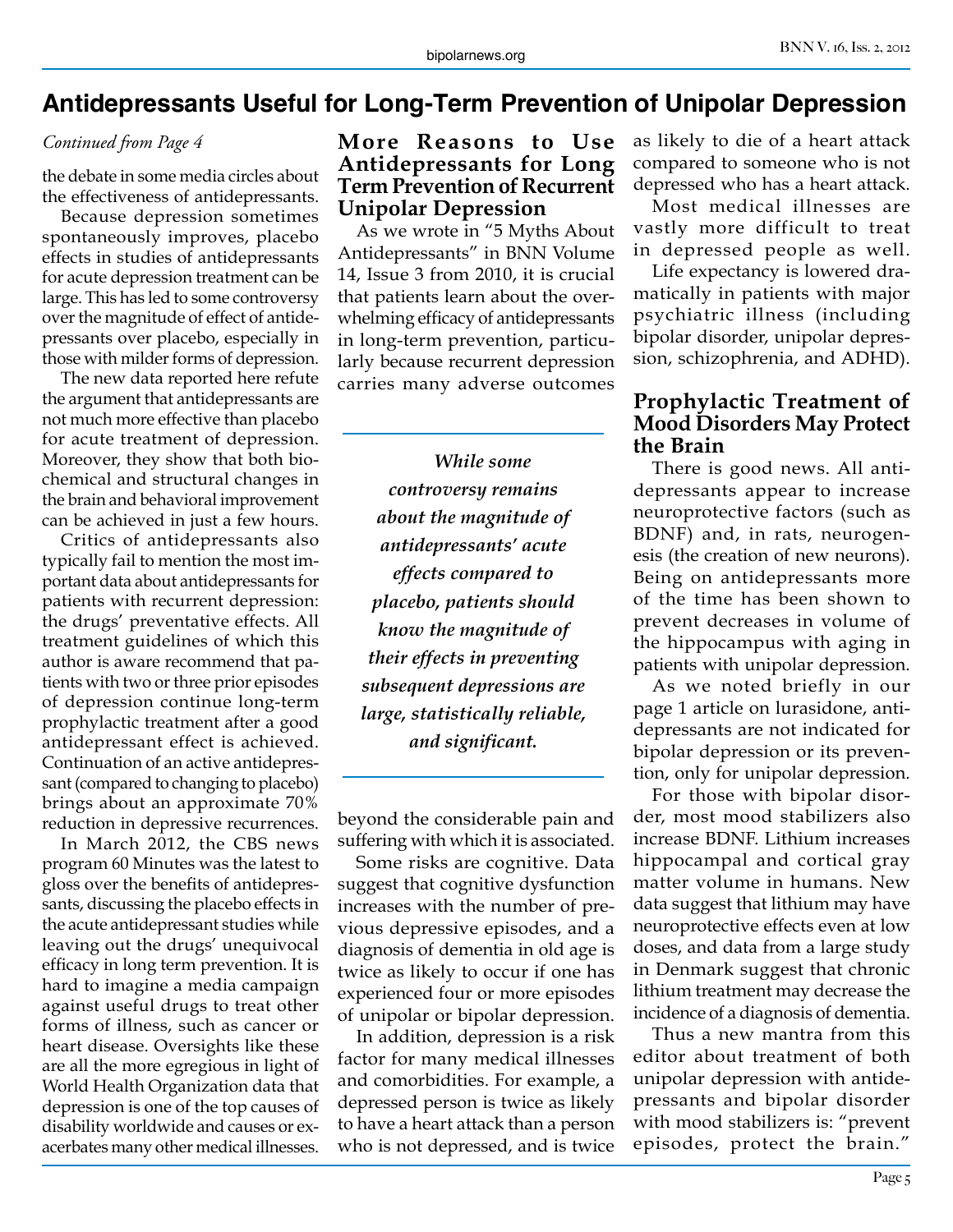# Antidepressants Useful for Long-Term Prevention of Unipolar Depression

*Continued from Page 4*

the debate in some media circles about the effectiveness of antidepressants.

Because depression sometimes spontaneously improves, placebo effects in studies of antidepressants for acute depression treatment can be large. This has led to some controversy over the magnitude of effect of antidepressants over placebo, especially in those with milder forms of depression.

The new data reported here refute the argument that antidepressants are not much more effective than placebo for acute treatment of depression. Moreover, they show that both biochemical and structural changes in the brain and behavioral improvement can be achieved in just a few hours.

Critics of antidepressants also typically fail to mention the most important data about antidepressants for patients with recurrent depression: the drugs' preventative effects. All treatment guidelines of which this author is aware recommend that patients with two or three prior episodes of depression continue long-term prophylactic treatment after a good antidepressant effect is achieved. Continuation of an active antidepressant (compared to changing to placebo) brings about an approximate 70% reduction in depressive recurrences.

In March 2012, the CBS news program 60 Minutes was the latest to gloss over the benefits of antidepressants, discussing the placebo effects in the acute antidepressant studies while leaving out the drugs' unequivocal efficacy in long term prevention. It is hard to imagine a media campaign against useful drugs to treat other forms of illness, such as cancer or heart disease. Oversights like these are all the more egregious in light of World Health Organization data that depression is one of the top causes of disability worldwide and causes or exacerbates many other medical illnesses.

## More Reasons to Use Antidepressants for Long Term Prevention of Recurrent Unipolar Depression

As we wrote in "5 Myths About Antidepressants" in BNN Volume 14, Issue 3 from 2010, it is crucial that patients learn about the overwhelming efficacy of antidepressants in long-term prevention, particularly because recurrent depression carries many adverse outcomes beyond the considerable pain and suffering with which it is associated.

> ***While some controversy remains about the magnitude of antidepressants' acute effects compared to placebo, patients should know the magnitude of their effects in preventing subsequent depressions are large, statistically reliable, and significant.***

Some risks are cognitive. Data suggest that cognitive dysfunction increases with the number of previous depressive episodes, and a diagnosis of dementia in old age is twice as likely to occur if one has experienced four or more episodes of unipolar or bipolar depression.

In addition, depression is a risk factor for many medical illnesses and comorbidities. For example, a depressed person is twice as likely to have a heart attack than a person who is not depressed, and is twice as likely to die of a heart attack compared to someone who is not depressed who has a heart attack.

Most medical illnesses are vastly more difficult to treat in depressed people as well.

Life expectancy is lowered dramatically in patients with major psychiatric illness (including bipolar disorder, unipolar depression, schizophrenia, and ADHD).

## Prophylactic Treatment of Mood Disorders May Protect the Brain

There is good news. All antidepressants appear to increase neuroprotective factors (such as BDNF) and, in rats, neurogenesis (the creation of new neurons). Being on antidepressants more of the time has been shown to prevent decreases in volume of the hippocampus with aging in patients with unipolar depression.

As we noted briefly in our page 1 article on lurasidone, antidepressants are not indicated for bipolar depression or its prevention, only for unipolar depression.

For those with bipolar disorder, most mood stabilizers also increase BDNF. Lithium increases hippocampal and cortical gray matter volume in humans. New data suggest that lithium may have neuroprotective effects even at low doses, and data from a large study in Denmark suggest that chronic lithium treatment may decrease the incidence of a diagnosis of dementia.

Thus a new mantra from this editor about treatment of both unipolar depression with antidepressants and bipolar disorder with mood stabilizers is: "prevent episodes, protect the brain."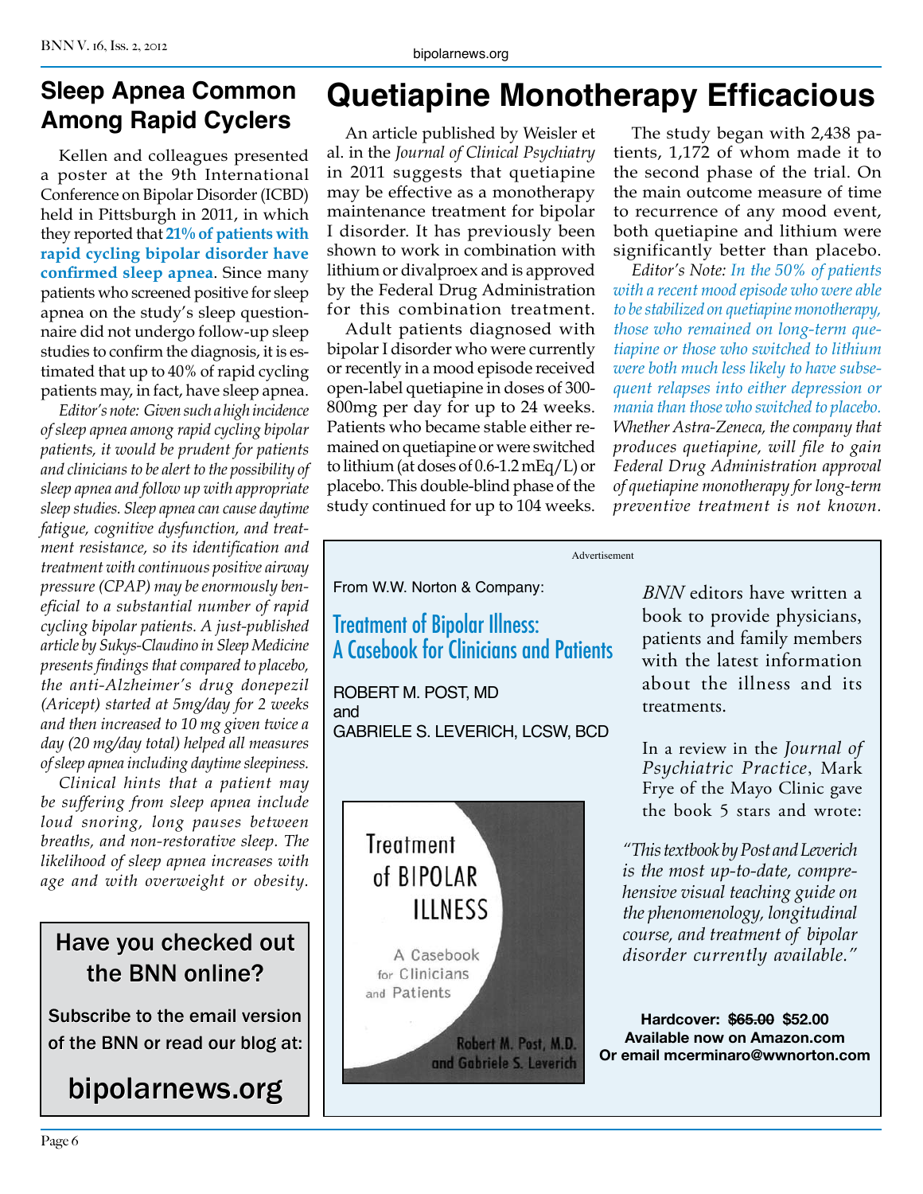## Sleep Apnea Common Among Rapid Cyclers

Kellen and colleagues presented a poster at the 9th International Conference on Bipolar Disorder (ICBD) held in Pittsburgh in 2011, in which they reported that **21% of patients with rapid cycling bipolar disorder have confirmed sleep apnea**. Since many patients who screened positive for sleep apnea on the study's sleep questionnaire did not undergo follow-up sleep studies to confirm the diagnosis, it is estimated that up to 40% of rapid cycling patients may, in fact, have sleep apnea.

*Editor's note: Given such a high incidence of sleep apnea among rapid cycling bipolar patients, it would be prudent for patients and clinicians to be alert to the possibility of sleep apnea and follow up with appropriate sleep studies. Sleep apnea can cause daytime fatigue, cognitive dysfunction, and treatment resistance, so its identification and treatment with continuous positive airway pressure (CPAP) may be enormously beneficial to a substantial number of rapid cycling bipolar patients. A just-published article by Sukys-Claudino in Sleep Medicine presents findings that compared to placebo, the anti-Alzheimer's drug donepezil (Aricept) started at 5mg/day for 2 weeks and then increased to 10 mg given twice a day (20 mg/day total) helped all measures of sleep apnea including daytime sleepiness.*

*Clinical hints that a patient may be suffering from sleep apnea include loud snoring, long pauses between breaths, and non-restorative sleep. The likelihood of sleep apnea increases with age and with overweight or obesity.*

**Have you checked out the BNN online?**

**Subscribe to the email version of the BNN or read our blog at:**

**bipolarnews.org**

# Quetiapine Monotherapy Efficacious

An article published by Weisler et al. in the *Journal of Clinical Psychiatry* in 2011 suggests that quetiapine may be effective as a monotherapy maintenance treatment for bipolar I disorder. It has previously been shown to work in combination with lithium or divalproex and is approved by the Federal Drug Administration for this combination treatment.

Adult patients diagnosed with bipolar I disorder who were currently or recently in a mood episode received open-label quetiapine in doses of 300-800mg per day for up to 24 weeks. Patients who became stable either remained on quetiapine or were switched to lithium (at doses of 0.6-1.2 mEq/L) or placebo. This double-blind phase of the study continued for up to 104 weeks.

The study began with 2,438 patients, 1,172 of whom made it to the second phase of the trial. On the main outcome measure of time to recurrence of any mood event, both quetiapine and lithium were significantly better than placebo.

*Editor's Note: In the 50% of patients with a recent mood episode who were able to be stabilized on quetiapine monotherapy, those who remained on long-term quetiapine or those who switched to lithium were both much less likely to have subsequent relapses into either depression or mania than those who switched to placebo. Whether Astra-Zeneca, the company that produces quetiapine, will file to gain Federal Drug Administration approval of quetiapine monotherapy for long-term preventive treatment is not known.*

---

Advertisement

From W.W. Norton & Company:

**Treatment of Bipolar Illness: A Casebook for Clinicians and Patients**

ROBERT M. POST, MD
and
GABRIELE S. LEVERICH, LCSW, BCD

*BNN* editors have written a book to provide physicians, patients and family members with the latest information about the illness and its treatments.

In a review in the *Journal of Psychiatric Practice*, Mark Frye of the Mayo Clinic gave the book 5 stars and wrote:

*"This textbook by Post and Leverich is the most up-to-date, comprehensive visual teaching guide on the phenomenology, longitudinal course, and treatment of bipolar disorder currently available."*

**Hardcover: ~~$65.00~~ $52.00**
**Available now on Amazon.com**
**Or email mcerminaro@wwnorton.com**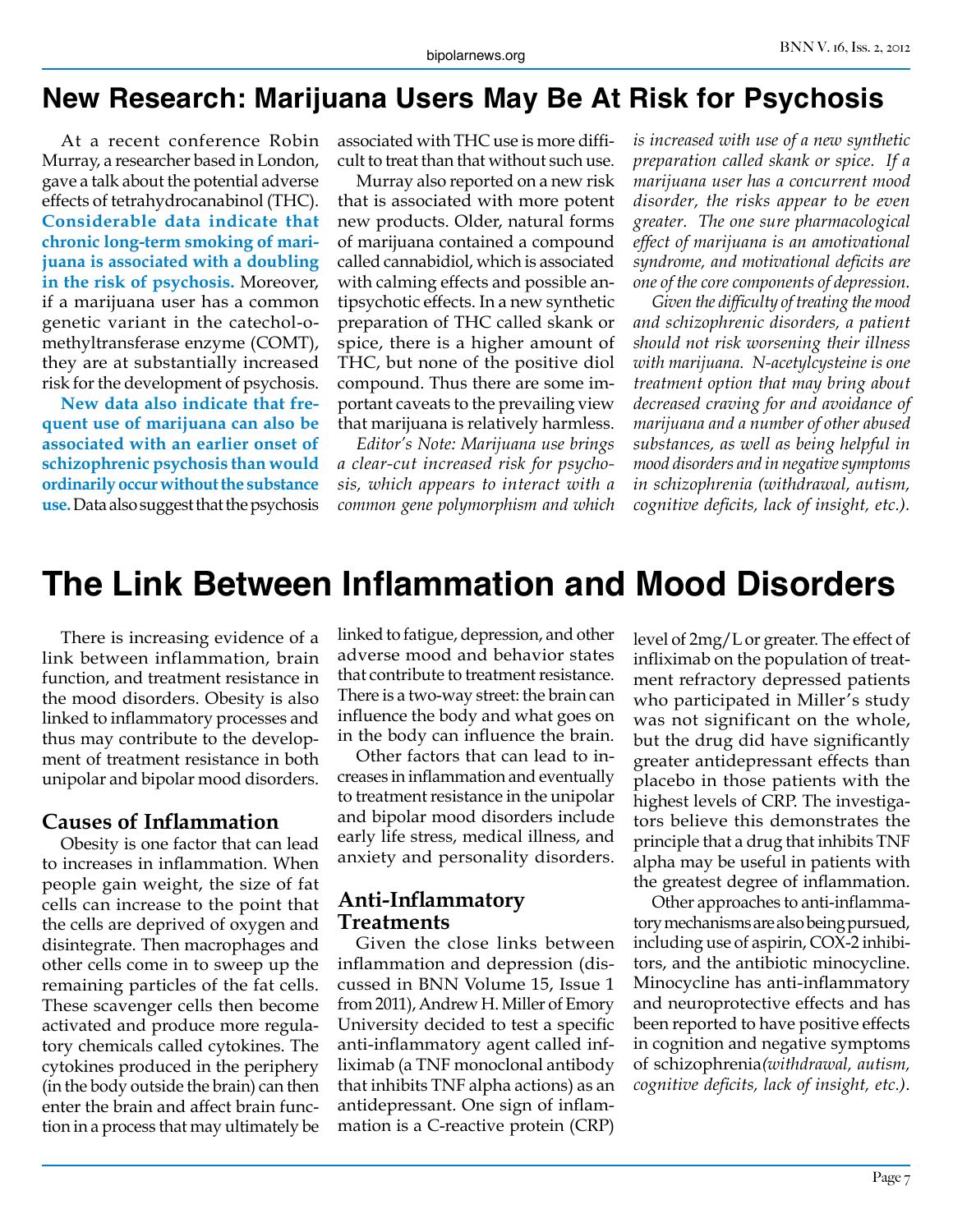# New Research: Marijuana Users May Be At Risk for Psychosis

At a recent conference Robin Murray, a researcher based in London, gave a talk about the potential adverse effects of tetrahydrocanabinol (THC). **Considerable data indicate that chronic long-term smoking of marijuana is associated with a doubling in the risk of psychosis.** Moreover, if a marijuana user has a common genetic variant in the catechol-o-methyltransferase enzyme (COMT), they are at substantially increased risk for the development of psychosis.

**New data also indicate that frequent use of marijuana can also be associated with an earlier onset of schizophrenic psychosis than would ordinarily occur without the substance use.** Data also suggest that the psychosis associated with THC use is more difficult to treat than that without such use.

Murray also reported on a new risk that is associated with more potent new products. Older, natural forms of marijuana contained a compound called cannabidiol, which is associated with calming effects and possible antipsychotic effects. In a new synthetic preparation of THC called skank or spice, there is a higher amount of THC, but none of the positive diol compound. Thus there are some important caveats to the prevailing view that marijuana is relatively harmless.

*Editor's Note: Marijuana use brings a clear-cut increased risk for psychosis, which appears to interact with a common gene polymorphism and which is increased with use of a new synthetic preparation called skank or spice. If a marijuana user has a concurrent mood disorder, the risks appear to be even greater. The one sure pharmacological effect of marijuana is an amotivational syndrome, and motivational deficits are one of the core components of depression.*

*Given the difficulty of treating the mood and schizophrenic disorders, a patient should not risk worsening their illness with marijuana. N-acetylcysteine is one treatment option that may bring about decreased craving for and avoidance of marijuana and a number of other abused substances, as well as being helpful in mood disorders and in negative symptoms in schizophrenia (withdrawal, autism, cognitive deficits, lack of insight, etc.).*

# The Link Between Inflammation and Mood Disorders

There is increasing evidence of a link between inflammation, brain function, and treatment resistance in the mood disorders. Obesity is also linked to inflammatory processes and thus may contribute to the development of treatment resistance in both unipolar and bipolar mood disorders.

## Causes of Inflammation

Obesity is one factor that can lead to increases in inflammation. When people gain weight, the size of fat cells can increase to the point that the cells are deprived of oxygen and disintegrate. Then macrophages and other cells come in to sweep up the remaining particles of the fat cells. These scavenger cells then become activated and produce more regulatory chemicals called cytokines. The cytokines produced in the periphery (in the body outside the brain) can then enter the brain and affect brain function in a process that may ultimately be linked to fatigue, depression, and other adverse mood and behavior states that contribute to treatment resistance. There is a two-way street: the brain can influence the body and what goes on in the body can influence the brain.

Other factors that can lead to increases in inflammation and eventually to treatment resistance in the unipolar and bipolar mood disorders include early life stress, medical illness, and anxiety and personality disorders.

## Anti-Inflammatory Treatments

Given the close links between inflammation and depression (discussed in BNN Volume 15, Issue 1 from 2011), Andrew H. Miller of Emory University decided to test a specific anti-inflammatory agent called infliximab (a TNF monoclonal antibody that inhibits TNF alpha actions) as an antidepressant. One sign of inflammation is a C-reactive protein (CRP) level of 2mg/L or greater. The effect of infliximab on the population of treatment refractory depressed patients who participated in Miller's study was not significant on the whole, but the drug did have significantly greater antidepressant effects than placebo in those patients with the highest levels of CRP. The investigators believe this demonstrates the principle that a drug that inhibits TNF alpha may be useful in patients with the greatest degree of inflammation.

Other approaches to anti-inflammatory mechanisms are also being pursued, including use of aspirin, COX-2 inhibitors, and the antibiotic minocycline. Minocycline has anti-inflammatory and neuroprotective effects and has been reported to have positive effects in cognition and negative symptoms of schizophrenia *(withdrawal, autism, cognitive deficits, lack of insight, etc.)*.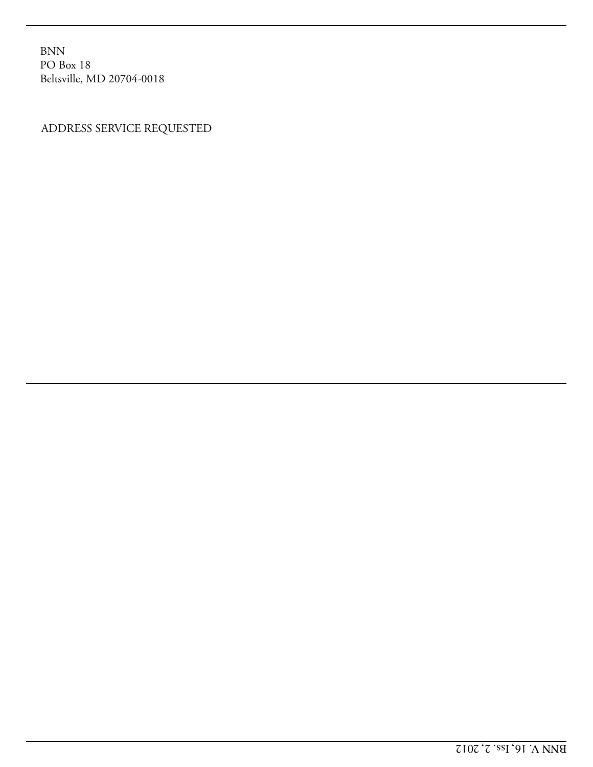BNN
PO Box 18
Beltsville, MD 20704-0018

ADDRESS SERVICE REQUESTED